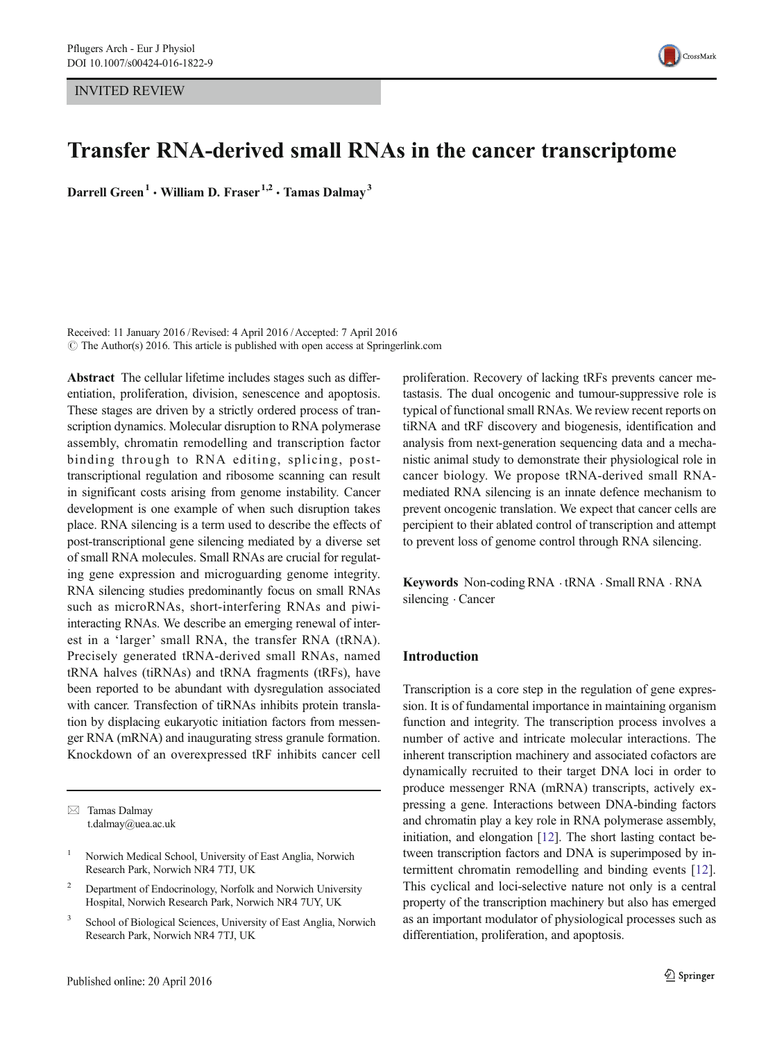INVITED REVIEW

# Transfer RNA-derived small RNAs in the cancer transcriptome

**Darrell Green**[1] **· William D. Fraser**[1,2] **· Tamas Dalmay**[3]

Received: 11 January 2016 / Revised: 4 April 2016 / Accepted: 7 April 2016
© The Author(s) 2016. This article is published with open access at Springerlink.com

**Abstract** The cellular lifetime includes stages such as differentiation, proliferation, division, senescence and apoptosis. These stages are driven by a strictly ordered process of transcription dynamics. Molecular disruption to RNA polymerase assembly, chromatin remodelling and transcription factor binding through to RNA editing, splicing, post-transcriptional regulation and ribosome scanning can result in significant costs arising from genome instability. Cancer development is one example of when such disruption takes place. RNA silencing is a term used to describe the effects of post-transcriptional gene silencing mediated by a diverse set of small RNA molecules. Small RNAs are crucial for regulating gene expression and microguarding genome integrity. RNA silencing studies predominantly focus on small RNAs such as microRNAs, short-interfering RNAs and piwi-interacting RNAs. We describe an emerging renewal of interest in a 'larger' small RNA, the transfer RNA (tRNA). Precisely generated tRNA-derived small RNAs, named tRNA halves (tiRNAs) and tRNA fragments (tRFs), have been reported to be abundant with dysregulation associated with cancer. Transfection of tiRNAs inhibits protein translation by displacing eukaryotic initiation factors from messenger RNA (mRNA) and inaugurating stress granule formation. Knockdown of an overexpressed tRF inhibits cancer cell proliferation. Recovery of lacking tRFs prevents cancer metastasis. The dual oncogenic and tumour-suppressive role is typical of functional small RNAs. We review recent reports on tiRNA and tRF discovery and biogenesis, identification and analysis from next-generation sequencing data and a mechanistic animal study to demonstrate their physiological role in cancer biology. We propose tRNA-derived small RNA-mediated RNA silencing is an innate defence mechanism to prevent oncogenic translation. We expect that cancer cells are percipient to their ablated control of transcription and attempt to prevent loss of genome control through RNA silencing.

**Keywords** Non-coding RNA · tRNA · Small RNA · RNA silencing · Cancer

✉ Tamas Dalmay
t.dalmay@uea.ac.uk

[1] Norwich Medical School, University of East Anglia, Norwich Research Park, Norwich NR4 7TJ, UK

[2] Department of Endocrinology, Norfolk and Norwich University Hospital, Norwich Research Park, Norwich NR4 7UY, UK

[3] School of Biological Sciences, University of East Anglia, Norwich Research Park, Norwich NR4 7TJ, UK

## Introduction

Transcription is a core step in the regulation of gene expression. It is of fundamental importance in maintaining organism function and integrity. The transcription process involves a number of active and intricate molecular interactions. The inherent transcription machinery and associated cofactors are dynamically recruited to their target DNA loci in order to produce messenger RNA (mRNA) transcripts, actively expressing a gene. Interactions between DNA-binding factors and chromatin play a key role in RNA polymerase assembly, initiation, and elongation [12]. The short lasting contact between transcription factors and DNA is superimposed by intermittent chromatin remodelling and binding events [12]. This cyclical and loci-selective nature not only is a central property of the transcription machinery but also has emerged as an important modulator of physiological processes such as differentiation, proliferation, and apoptosis.

Published online: 20 April 2016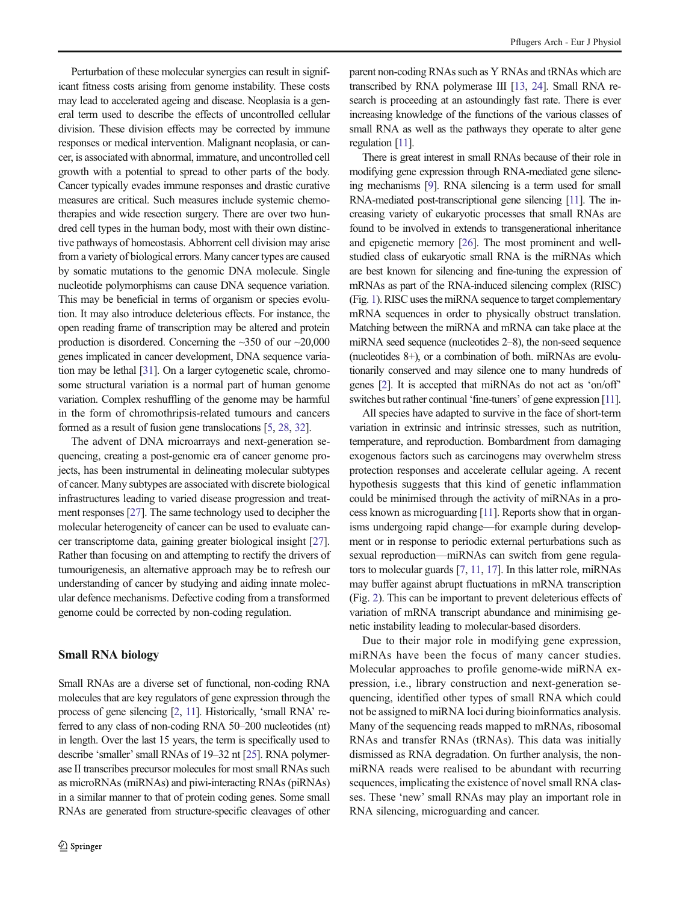Perturbation of these molecular synergies can result in significant fitness costs arising from genome instability. These costs may lead to accelerated ageing and disease. Neoplasia is a general term used to describe the effects of uncontrolled cellular division. These division effects may be corrected by immune responses or medical intervention. Malignant neoplasia, or cancer, is associated with abnormal, immature, and uncontrolled cell growth with a potential to spread to other parts of the body. Cancer typically evades immune responses and drastic curative measures are critical. Such measures include systemic chemotherapies and wide resection surgery. There are over two hundred cell types in the human body, most with their own distinctive pathways of homeostasis. Abhorrent cell division may arise from a variety of biological errors. Many cancer types are caused by somatic mutations to the genomic DNA molecule. Single nucleotide polymorphisms can cause DNA sequence variation. This may be beneficial in terms of organism or species evolution. It may also introduce deleterious effects. For instance, the open reading frame of transcription may be altered and protein production is disordered. Concerning the ~350 of our ~20,000 genes implicated in cancer development, DNA sequence variation may be lethal [31]. On a larger cytogenetic scale, chromosome structural variation is a normal part of human genome variation. Complex reshuffling of the genome may be harmful in the form of chromothripsis-related tumours and cancers formed as a result of fusion gene translocations [5, 28, 32].

The advent of DNA microarrays and next-generation sequencing, creating a post-genomic era of cancer genome projects, has been instrumental in delineating molecular subtypes of cancer. Many subtypes are associated with discrete biological infrastructures leading to varied disease progression and treatment responses [27]. The same technology used to decipher the molecular heterogeneity of cancer can be used to evaluate cancer transcriptome data, gaining greater biological insight [27]. Rather than focusing on and attempting to rectify the drivers of tumourigenesis, an alternative approach may be to refresh our understanding of cancer by studying and aiding innate molecular defence mechanisms. Defective coding from a transformed genome could be corrected by non-coding regulation.

## Small RNA biology

Small RNAs are a diverse set of functional, non-coding RNA molecules that are key regulators of gene expression through the process of gene silencing [2, 11]. Historically, 'small RNA' referred to any class of non-coding RNA 50–200 nucleotides (nt) in length. Over the last 15 years, the term is specifically used to describe 'smaller' small RNAs of 19–32 nt [25]. RNA polymerase II transcribes precursor molecules for most small RNAs such as microRNAs (miRNAs) and piwi-interacting RNAs (piRNAs) in a similar manner to that of protein coding genes. Some small RNAs are generated from structure-specific cleavages of other parent non-coding RNAs such as Y RNAs and tRNAs which are transcribed by RNA polymerase III [13, 24]. Small RNA research is proceeding at an astoundingly fast rate. There is ever increasing knowledge of the functions of the various classes of small RNA as well as the pathways they operate to alter gene regulation [11].

There is great interest in small RNAs because of their role in modifying gene expression through RNA-mediated gene silencing mechanisms [9]. RNA silencing is a term used for small RNA-mediated post-transcriptional gene silencing [11]. The increasing variety of eukaryotic processes that small RNAs are found to be involved in extends to transgenerational inheritance and epigenetic memory [26]. The most prominent and well-studied class of eukaryotic small RNA is the miRNAs which are best known for silencing and fine-tuning the expression of mRNAs as part of the RNA-induced silencing complex (RISC) (Fig. 1). RISC uses the miRNA sequence to target complementary mRNA sequences in order to physically obstruct translation. Matching between the miRNA and mRNA can take place at the miRNA seed sequence (nucleotides 2–8), the non-seed sequence (nucleotides 8+), or a combination of both. miRNAs are evolutionarily conserved and may silence one to many hundreds of genes [2]. It is accepted that miRNAs do not act as 'on/off' switches but rather continual 'fine-tuners' of gene expression [11].

All species have adapted to survive in the face of short-term variation in extrinsic and intrinsic stresses, such as nutrition, temperature, and reproduction. Bombardment from damaging exogenous factors such as carcinogens may overwhelm stress protection responses and accelerate cellular ageing. A recent hypothesis suggests that this kind of genetic inflammation could be minimised through the activity of miRNAs in a process known as microguarding [11]. Reports show that in organisms undergoing rapid change—for example during development or in response to periodic external perturbations such as sexual reproduction—miRNAs can switch from gene regulators to molecular guards [7, 11, 17]. In this latter role, miRNAs may buffer against abrupt fluctuations in mRNA transcription (Fig. 2). This can be important to prevent deleterious effects of variation of mRNA transcript abundance and minimising genetic instability leading to molecular-based disorders.

Due to their major role in modifying gene expression, miRNAs have been the focus of many cancer studies. Molecular approaches to profile genome-wide miRNA expression, i.e., library construction and next-generation sequencing, identified other types of small RNA which could not be assigned to miRNA loci during bioinformatics analysis. Many of the sequencing reads mapped to mRNAs, ribosomal RNAs and transfer RNAs (tRNAs). This data was initially dismissed as RNA degradation. On further analysis, the non-miRNA reads were realised to be abundant with recurring sequences, implicating the existence of novel small RNA classes. These 'new' small RNAs may play an important role in RNA silencing, microguarding and cancer.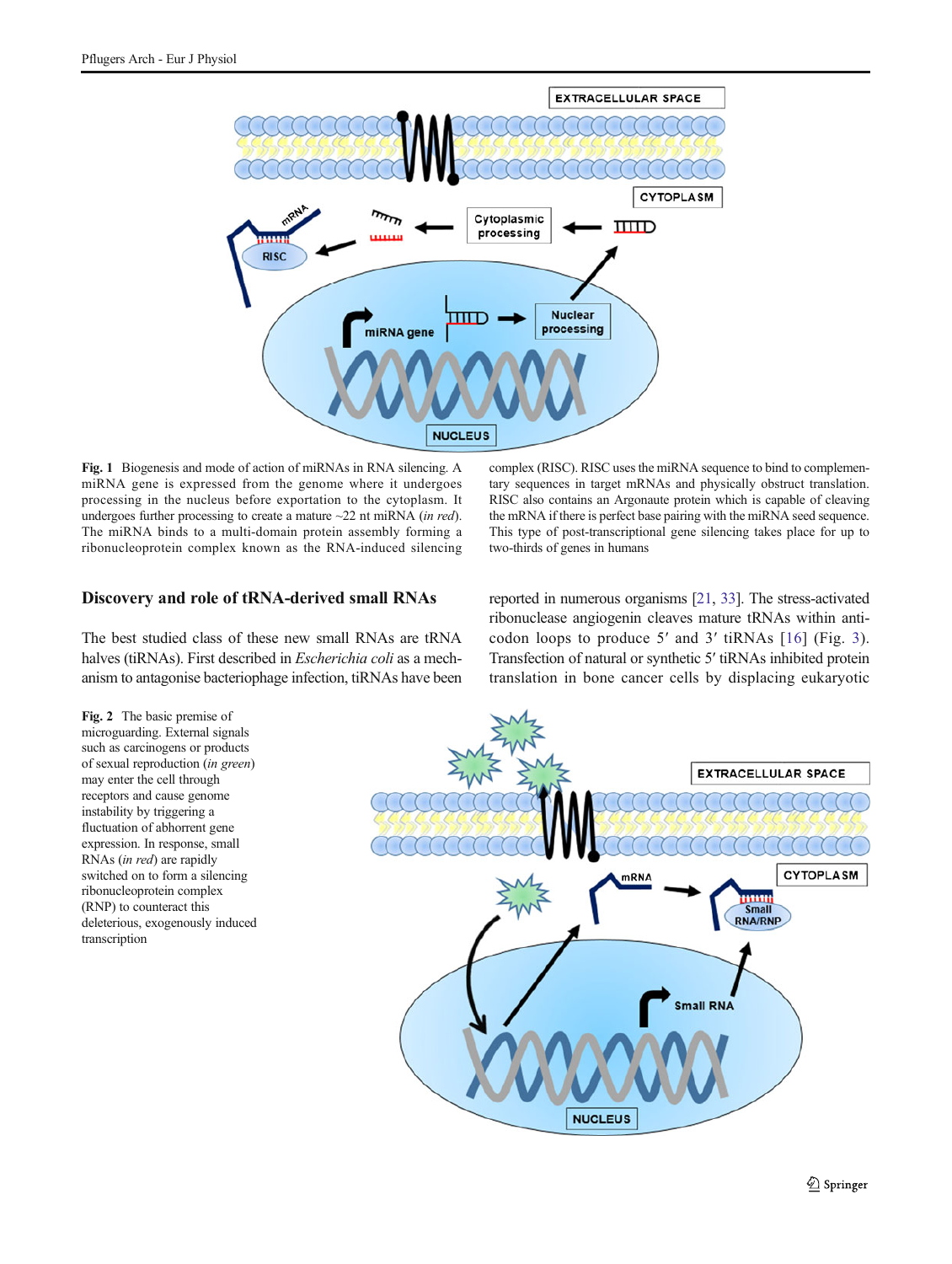**Fig. 1** Biogenesis and mode of action of miRNAs in RNA silencing. A miRNA gene is expressed from the genome where it undergoes processing in the nucleus before exportation to the cytoplasm. It undergoes further processing to create a mature ~22 nt miRNA (*in red*). The miRNA binds to a multi-domain protein assembly forming a ribonucleoprotein complex known as the RNA-induced silencing complex (RISC). RISC uses the miRNA sequence to bind to complementary sequences in target mRNAs and physically obstruct translation. RISC also contains an Argonaute protein which is capable of cleaving the mRNA if there is perfect base pairing with the miRNA seed sequence. This type of post-transcriptional gene silencing takes place for up to two-thirds of genes in humans

## Discovery and role of tRNA-derived small RNAs

The best studied class of these new small RNAs are tRNA halves (tiRNAs). First described in *Escherichia coli* as a mechanism to antagonise bacteriophage infection, tiRNAs have been reported in numerous organisms [21, 33]. The stress-activated ribonuclease angiogenin cleaves mature tRNAs within anticodon loops to produce 5′ and 3′ tiRNAs [16] (Fig. 3). Transfection of natural or synthetic 5′ tiRNAs inhibited protein translation in bone cancer cells by displacing eukaryotic

**Fig. 2** The basic premise of microguarding. External signals such as carcinogens or products of sexual reproduction (*in green*) may enter the cell through receptors and cause genome instability by triggering a fluctuation of abhorrent gene expression. In response, small RNAs (*in red*) are rapidly switched on to form a silencing ribonucleoprotein complex (RNP) to counteract this deleterious, exogenously induced transcription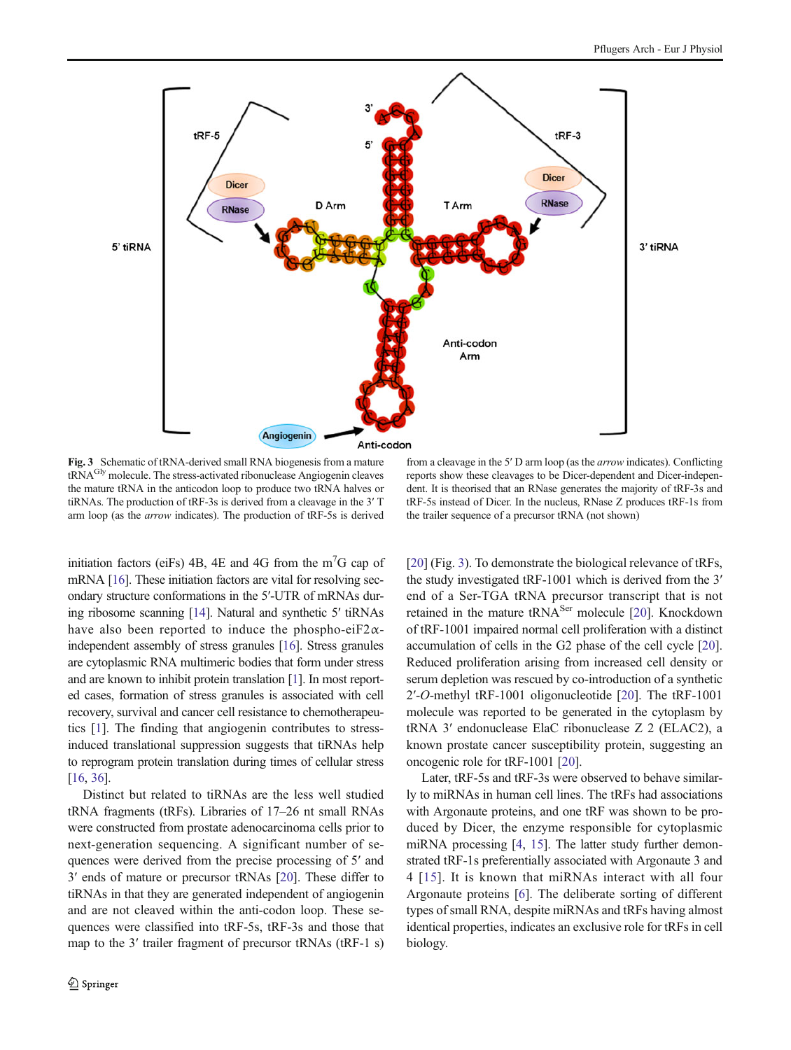Fig. 3 Schematic of tRNA-derived small RNA biogenesis from a mature tRNA[Gly] molecule. The stress-activated ribonuclease Angiogenin cleaves the mature tRNA in the anticodon loop to produce two tRNA halves or tiRNAs. The production of tRF-3s is derived from a cleavage in the 3′ T arm loop (as the *arrow* indicates). The production of tRF-5s is derived from a cleavage in the 5′ D arm loop (as the *arrow* indicates). Conflicting reports show these cleavages to be Dicer-dependent and Dicer-independent. It is theorised that an RNase generates the majority of tRF-3s and tRF-5s instead of Dicer. In the nucleus, RNase Z produces tRF-1s from the trailer sequence of a precursor tRNA (not shown)

initiation factors (eiFs) 4B, 4E and 4G from the $m^7G$ cap of mRNA [16]. These initiation factors are vital for resolving secondary structure conformations in the 5′-UTR of mRNAs during ribosome scanning [14]. Natural and synthetic 5′ tiRNAs have also been reported to induce the phospho-eiF2α-independent assembly of stress granules [16]. Stress granules are cytoplasmic RNA multimeric bodies that form under stress and are known to inhibit protein translation [1]. In most reported cases, formation of stress granules is associated with cell recovery, survival and cancer cell resistance to chemotherapeutics [1]. The finding that angiogenin contributes to stress-induced translational suppression suggests that tiRNAs help to reprogram protein translation during times of cellular stress [16, 36].

Distinct but related to tiRNAs are the less well studied tRNA fragments (tRFs). Libraries of 17–26 nt small RNAs were constructed from prostate adenocarcinoma cells prior to next-generation sequencing. A significant number of sequences were derived from the precise processing of 5′ and 3′ ends of mature or precursor tRNAs [20]. These differ to tiRNAs in that they are generated independent of angiogenin and are not cleaved within the anti-codon loop. These sequences were classified into tRF-5s, tRF-3s and those that map to the 3′ trailer fragment of precursor tRNAs (tRF-1 s) [20] (Fig. 3). To demonstrate the biological relevance of tRFs, the study investigated tRF-1001 which is derived from the 3′ end of a Ser-TGA tRNA precursor transcript that is not retained in the mature tRNA[Ser] molecule [20]. Knockdown of tRF-1001 impaired normal cell proliferation with a distinct accumulation of cells in the G2 phase of the cell cycle [20]. Reduced proliferation arising from increased cell density or serum depletion was rescued by co-introduction of a synthetic 2′-*O*-methyl tRF-1001 oligonucleotide [20]. The tRF-1001 molecule was reported to be generated in the cytoplasm by tRNA 3′ endonuclease ElaC ribonuclease Z 2 (ELAC2), a known prostate cancer susceptibility protein, suggesting an oncogenic role for tRF-1001 [20].

Later, tRF-5s and tRF-3s were observed to behave similarly to miRNAs in human cell lines. The tRFs had associations with Argonaute proteins, and one tRF was shown to be produced by Dicer, the enzyme responsible for cytoplasmic miRNA processing [4, 15]. The latter study further demonstrated tRF-1s preferentially associated with Argonaute 3 and 4 [15]. It is known that miRNAs interact with all four Argonaute proteins [6]. The deliberate sorting of different types of small RNA, despite miRNAs and tRFs having almost identical properties, indicates an exclusive role for tRFs in cell biology.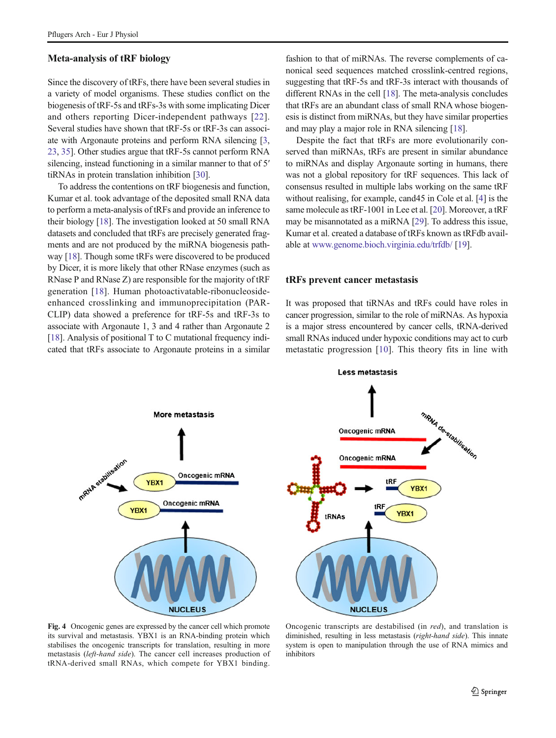## Meta-analysis of tRF biology

Since the discovery of tRFs, there have been several studies in a variety of model organisms. These studies conflict on the biogenesis of tRF-5s and tRFs-3s with some implicating Dicer and others reporting Dicer-independent pathways [22]. Several studies have shown that tRF-5s or tRF-3s can associate with Argonaute proteins and perform RNA silencing [3, 23, 35]. Other studies argue that tRF-5s cannot perform RNA silencing, instead functioning in a similar manner to that of 5′ tiRNAs in protein translation inhibition [30].

To address the contentions on tRF biogenesis and function, Kumar et al. took advantage of the deposited small RNA data to perform a meta-analysis of tRFs and provide an inference to their biology [18]. The investigation looked at 50 small RNA datasets and concluded that tRFs are precisely generated fragments and are not produced by the miRNA biogenesis pathway [18]. Though some tRFs were discovered to be produced by Dicer, it is more likely that other RNase enzymes (such as RNase P and RNase Z) are responsible for the majority of tRF generation [18]. Human photoactivatable-ribonucleoside-enhanced crosslinking and immunoprecipitation (PAR-CLIP) data showed a preference for tRF-5s and tRF-3s to associate with Argonaute 1, 3 and 4 rather than Argonaute 2 [18]. Analysis of positional T to C mutational frequency indicated that tRFs associate to Argonaute proteins in a similar fashion to that of miRNAs. The reverse complements of canonical seed sequences matched crosslink-centred regions, suggesting that tRF-5s and tRF-3s interact with thousands of different RNAs in the cell [18]. The meta-analysis concludes that tRFs are an abundant class of small RNA whose biogenesis is distinct from miRNAs, but they have similar properties and may play a major role in RNA silencing [18].

Despite the fact that tRFs are more evolutionarily conserved than miRNAs, tRFs are present in similar abundance to miRNAs and display Argonaute sorting in humans, there was not a global repository for tRF sequences. This lack of consensus resulted in multiple labs working on the same tRF without realising, for example, cand45 in Cole et al. [4] is the same molecule as tRF-1001 in Lee et al. [20]. Moreover, a tRF may be misannotated as a miRNA [29]. To address this issue, Kumar et al. created a database of tRFs known as tRFdb available at www.genome.bioch.virginia.edu/trfdb/ [19].

## tRFs prevent cancer metastasis

It was proposed that tiRNAs and tRFs could have roles in cancer progression, similar to the role of miRNAs. As hypoxia is a major stress encountered by cancer cells, tRNA-derived small RNAs induced under hypoxic conditions may act to curb metastatic progression [10]. This theory fits in line with

**Fig. 4** Oncogenic genes are expressed by the cancer cell which promote its survival and metastasis. YBX1 is an RNA-binding protein which stabilises the oncogenic transcripts for translation, resulting in more metastasis (*left-hand side*). The cancer cell increases production of tRNA-derived small RNAs, which compete for YBX1 binding. Oncogenic transcripts are destabilised (in *red*), and translation is diminished, resulting in less metastasis (*right-hand side*). This innate system is open to manipulation through the use of RNA mimics and inhibitors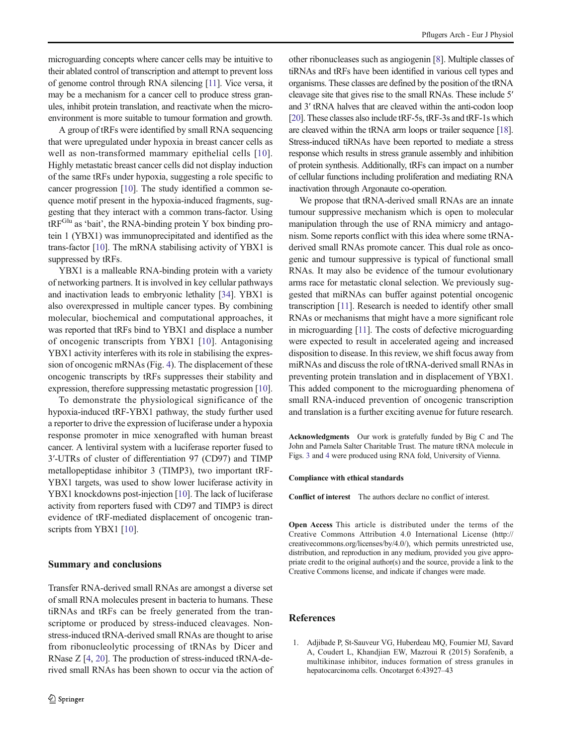microguarding concepts where cancer cells may be intuitive to their ablated control of transcription and attempt to prevent loss of genome control through RNA silencing [11]. Vice versa, it may be a mechanism for a cancer cell to produce stress granules, inhibit protein translation, and reactivate when the microenvironment is more suitable to tumour formation and growth.

A group of tRFs were identified by small RNA sequencing that were upregulated under hypoxia in breast cancer cells as well as non-transformed mammary epithelial cells [10]. Highly metastatic breast cancer cells did not display induction of the same tRFs under hypoxia, suggesting a role specific to cancer progression [10]. The study identified a common sequence motif present in the hypoxia-induced fragments, suggesting that they interact with a common trans-factor. Using $tRF^{Glu}$ as 'bait', the RNA-binding protein Y box binding protein 1 (YBX1) was immunoprecipitated and identified as the trans-factor [10]. The mRNA stabilising activity of YBX1 is suppressed by tRFs.

YBX1 is a malleable RNA-binding protein with a variety of networking partners. It is involved in key cellular pathways and inactivation leads to embryonic lethality [34]. YBX1 is also overexpressed in multiple cancer types. By combining molecular, biochemical and computational approaches, it was reported that tRFs bind to YBX1 and displace a number of oncogenic transcripts from YBX1 [10]. Antagonising YBX1 activity interferes with its role in stabilising the expression of oncogenic mRNAs (Fig. 4). The displacement of these oncogenic transcripts by tRFs suppresses their stability and expression, therefore suppressing metastatic progression [10].

To demonstrate the physiological significance of the hypoxia-induced tRF-YBX1 pathway, the study further used a reporter to drive the expression of luciferase under a hypoxia response promoter in mice xenografted with human breast cancer. A lentiviral system with a luciferase reporter fused to 3′-UTRs of cluster of differentiation 97 (CD97) and TIMP metallopeptidase inhibitor 3 (TIMP3), two important tRF-YBX1 targets, was used to show lower luciferase activity in YBX1 knockdowns post-injection [10]. The lack of luciferase activity from reporters fused with CD97 and TIMP3 is direct evidence of tRF-mediated displacement of oncogenic transcripts from YBX1 [10].

## Summary and conclusions

Transfer RNA-derived small RNAs are amongst a diverse set of small RNA molecules present in bacteria to humans. These tiRNAs and tRFs can be freely generated from the transcriptome or produced by stress-induced cleavages. Non-stress-induced tRNA-derived small RNAs are thought to arise from ribonucleolytic processing of tRNAs by Dicer and RNase Z [4, 20]. The production of stress-induced tRNA-derived small RNAs has been shown to occur via the action of other ribonucleases such as angiogenin [8]. Multiple classes of tiRNAs and tRFs have been identified in various cell types and organisms. These classes are defined by the position of the tRNA cleavage site that gives rise to the small RNAs. These include 5′ and 3′ tRNA halves that are cleaved within the anti-codon loop [20]. These classes also include tRF-5s, tRF-3s and tRF-1s which are cleaved within the tRNA arm loops or trailer sequence [18]. Stress-induced tiRNAs have been reported to mediate a stress response which results in stress granule assembly and inhibition of protein synthesis. Additionally, tRFs can impact on a number of cellular functions including proliferation and mediating RNA inactivation through Argonaute co-operation.

We propose that tRNA-derived small RNAs are an innate tumour suppressive mechanism which is open to molecular manipulation through the use of RNA mimicry and antagonism. Some reports conflict with this idea where some tRNA-derived small RNAs promote cancer. This dual role as oncogenic and tumour suppressive is typical of functional small RNAs. It may also be evidence of the tumour evolutionary arms race for metastatic clonal selection. We previously suggested that miRNAs can buffer against potential oncogenic transcription [11]. Research is needed to identify other small RNAs or mechanisms that might have a more significant role in microguarding [11]. The costs of defective microguarding were expected to result in accelerated ageing and increased disposition to disease. In this review, we shift focus away from miRNAs and discuss the role of tRNA-derived small RNAs in preventing protein translation and in displacement of YBX1. This added component to the microguarding phenomena of small RNA-induced prevention of oncogenic transcription and translation is a further exciting avenue for future research.

**Acknowledgments** Our work is gratefully funded by Big C and The John and Pamela Salter Charitable Trust. The mature tRNA molecule in Figs. 3 and 4 were produced using RNA fold, University of Vienna.

**Compliance with ethical standards**

**Conflict of interest** The authors declare no conflict of interest.

**Open Access** This article is distributed under the terms of the Creative Commons Attribution 4.0 International License (http://creativecommons.org/licenses/by/4.0/), which permits unrestricted use, distribution, and reproduction in any medium, provided you give appropriate credit to the original author(s) and the source, provide a link to the Creative Commons license, and indicate if changes were made.

## References

1. Adjibade P, St-Sauveur VG, Huberdeau MQ, Fournier MJ, Savard A, Coudert L, Khandjian EW, Mazroui R (2015) Sorafenib, a multikinase inhibitor, induces formation of stress granules in hepatocarcinoma cells. Oncotarget 6:43927–43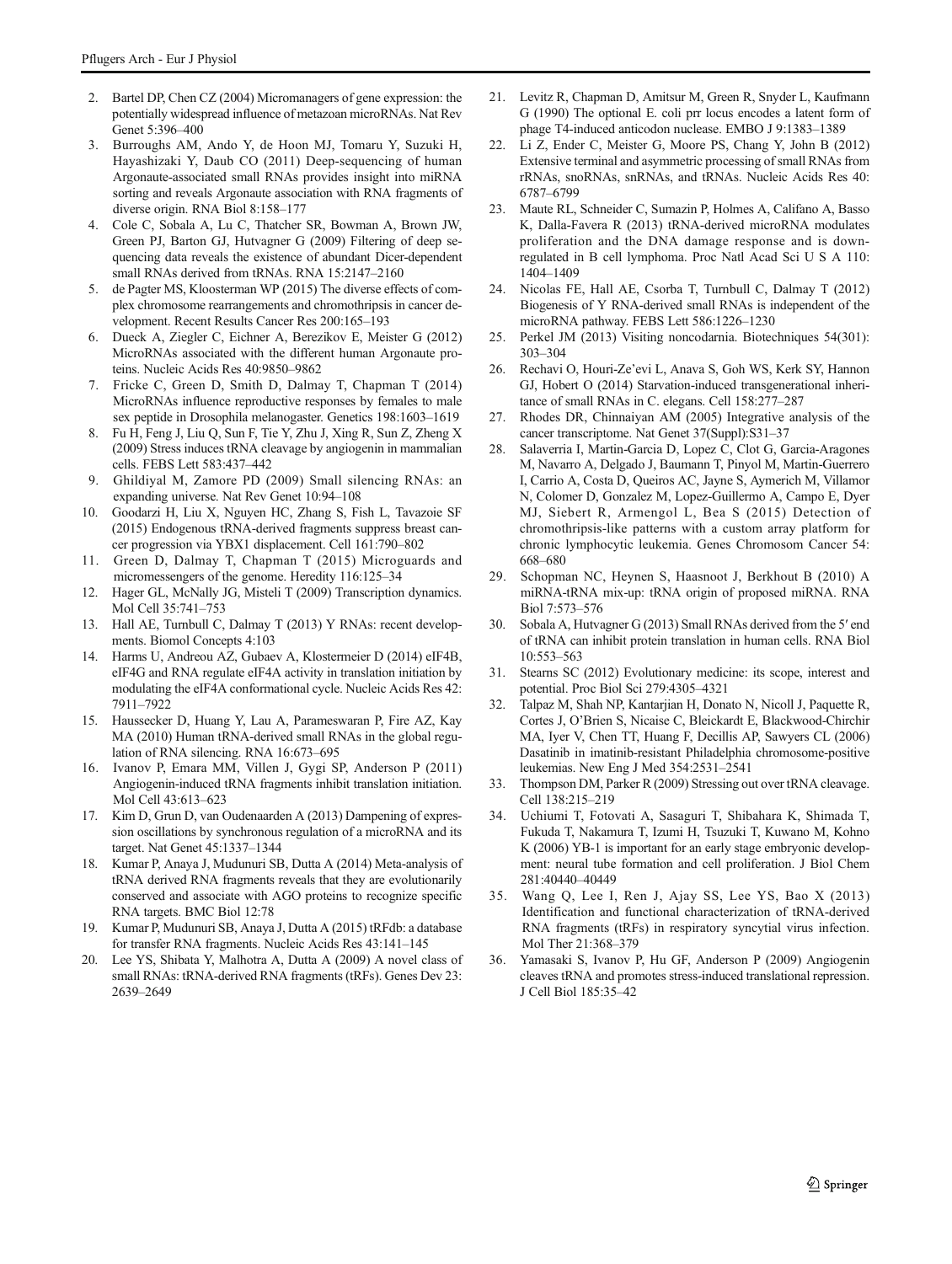2. Bartel DP, Chen CZ (2004) Micromanagers of gene expression: the potentially widespread influence of metazoan microRNAs. Nat Rev Genet 5:396–400
3. Burroughs AM, Ando Y, de Hoon MJ, Tomaru Y, Suzuki H, Hayashizaki Y, Daub CO (2011) Deep-sequencing of human Argonaute-associated small RNAs provides insight into miRNA sorting and reveals Argonaute association with RNA fragments of diverse origin. RNA Biol 8:158–177
4. Cole C, Sobala A, Lu C, Thatcher SR, Bowman A, Brown JW, Green PJ, Barton GJ, Hutvagner G (2009) Filtering of deep sequencing data reveals the existence of abundant Dicer-dependent small RNAs derived from tRNAs. RNA 15:2147–2160
5. de Pagter MS, Kloosterman WP (2015) The diverse effects of complex chromosome rearrangements and chromothripsis in cancer development. Recent Results Cancer Res 200:165–193
6. Dueck A, Ziegler C, Eichner A, Berezikov E, Meister G (2012) MicroRNAs associated with the different human Argonaute proteins. Nucleic Acids Res 40:9850–9862
7. Fricke C, Green D, Smith D, Dalmay T, Chapman T (2014) MicroRNAs influence reproductive responses by females to male sex peptide in Drosophila melanogaster. Genetics 198:1603–1619
8. Fu H, Feng J, Liu Q, Sun F, Tie Y, Zhu J, Xing R, Sun Z, Zheng X (2009) Stress induces tRNA cleavage by angiogenin in mammalian cells. FEBS Lett 583:437–442
9. Ghildiyal M, Zamore PD (2009) Small silencing RNAs: an expanding universe. Nat Rev Genet 10:94–108
10. Goodarzi H, Liu X, Nguyen HC, Zhang S, Fish L, Tavazoie SF (2015) Endogenous tRNA-derived fragments suppress breast cancer progression via YBX1 displacement. Cell 161:790–802
11. Green D, Dalmay T, Chapman T (2015) Microguards and micromessengers of the genome. Heredity 116:125–34
12. Hager GL, McNally JG, Misteli T (2009) Transcription dynamics. Mol Cell 35:741–753
13. Hall AE, Turnbull C, Dalmay T (2013) Y RNAs: recent developments. Biomol Concepts 4:103
14. Harms U, Andreou AZ, Gubaev A, Klostermeier D (2014) eIF4B, eIF4G and RNA regulate eIF4A activity in translation initiation by modulating the eIF4A conformational cycle. Nucleic Acids Res 42: 7911–7922
15. Haussecker D, Huang Y, Lau A, Parameswaran P, Fire AZ, Kay MA (2010) Human tRNA-derived small RNAs in the global regulation of RNA silencing. RNA 16:673–695
16. Ivanov P, Emara MM, Villen J, Gygi SP, Anderson P (2011) Angiogenin-induced tRNA fragments inhibit translation initiation. Mol Cell 43:613–623
17. Kim D, Grun D, van Oudenaarden A (2013) Dampening of expression oscillations by synchronous regulation of a microRNA and its target. Nat Genet 45:1337–1344
18. Kumar P, Anaya J, Mudunuri SB, Dutta A (2014) Meta-analysis of tRNA derived RNA fragments reveals that they are evolutionarily conserved and associate with AGO proteins to recognize specific RNA targets. BMC Biol 12:78
19. Kumar P, Mudunuri SB, Anaya J, Dutta A (2015) tRFdb: a database for transfer RNA fragments. Nucleic Acids Res 43:141–145
20. Lee YS, Shibata Y, Malhotra A, Dutta A (2009) A novel class of small RNAs: tRNA-derived RNA fragments (tRFs). Genes Dev 23: 2639–2649
21. Levitz R, Chapman D, Amitsur M, Green R, Snyder L, Kaufmann G (1990) The optional E. coli prr locus encodes a latent form of phage T4-induced anticodon nuclease. EMBO J 9:1383–1389
22. Li Z, Ender C, Meister G, Moore PS, Chang Y, John B (2012) Extensive terminal and asymmetric processing of small RNAs from rRNAs, snoRNAs, snRNAs, and tRNAs. Nucleic Acids Res 40: 6787–6799
23. Maute RL, Schneider C, Sumazin P, Holmes A, Califano A, Basso K, Dalla-Favera R (2013) tRNA-derived microRNA modulates proliferation and the DNA damage response and is downregulated in B cell lymphoma. Proc Natl Acad Sci U S A 110: 1404–1409
24. Nicolas FE, Hall AE, Csorba T, Turnbull C, Dalmay T (2012) Biogenesis of Y RNA-derived small RNAs is independent of the microRNA pathway. FEBS Lett 586:1226–1230
25. Perkel JM (2013) Visiting noncodarnia. Biotechniques 54(301): 303–304
26. Rechavi O, Houri-Ze'evi L, Anava S, Goh WS, Kerk SY, Hannon GJ, Hobert O (2014) Starvation-induced transgenerational inheritance of small RNAs in C. elegans. Cell 158:277–287
27. Rhodes DR, Chinnaiyan AM (2005) Integrative analysis of the cancer transcriptome. Nat Genet 37(Suppl):S31–37
28. Salaverria I, Martin-Garcia D, Lopez C, Clot G, Garcia-Aragones M, Navarro A, Delgado J, Baumann T, Pinyol M, Martin-Guerrero I, Carrio A, Costa D, Queiros AC, Jayne S, Aymerich M, Villamor N, Colomer D, Gonzalez M, Lopez-Guillermo A, Campo E, Dyer MJ, Siebert R, Armengol L, Bea S (2015) Detection of chromothripsis-like patterns with a custom array platform for chronic lymphocytic leukemia. Genes Chromosom Cancer 54: 668–680
29. Schopman NC, Heynen S, Haasnoot J, Berkhout B (2010) A miRNA-tRNA mix-up: tRNA origin of proposed miRNA. RNA Biol 7:573–576
30. Sobala A, Hutvagner G (2013) Small RNAs derived from the 5′ end of tRNA can inhibit protein translation in human cells. RNA Biol 10:553–563
31. Stearns SC (2012) Evolutionary medicine: its scope, interest and potential. Proc Biol Sci 279:4305–4321
32. Talpaz M, Shah NP, Kantarjian H, Donato N, Nicoll J, Paquette R, Cortes J, O'Brien S, Nicaise C, Bleickardt E, Blackwood-Chirchir MA, Iyer V, Chen TT, Huang F, Decillis AP, Sawyers CL (2006) Dasatinib in imatinib-resistant Philadelphia chromosome-positive leukemias. New Eng J Med 354:2531–2541
33. Thompson DM, Parker R (2009) Stressing out over tRNA cleavage. Cell 138:215–219
34. Uchiumi T, Fotovati A, Sasaguri T, Shibahara K, Shimada T, Fukuda T, Nakamura T, Izumi H, Tsuzuki T, Kuwano M, Kohno K (2006) YB-1 is important for an early stage embryonic development: neural tube formation and cell proliferation. J Biol Chem 281:40440–40449
35. Wang Q, Lee I, Ren J, Ajay SS, Lee YS, Bao X (2013) Identification and functional characterization of tRNA-derived RNA fragments (tRFs) in respiratory syncytial virus infection. Mol Ther 21:368–379
36. Yamasaki S, Ivanov P, Hu GF, Anderson P (2009) Angiogenin cleaves tRNA and promotes stress-induced translational repression. J Cell Biol 185:35–42